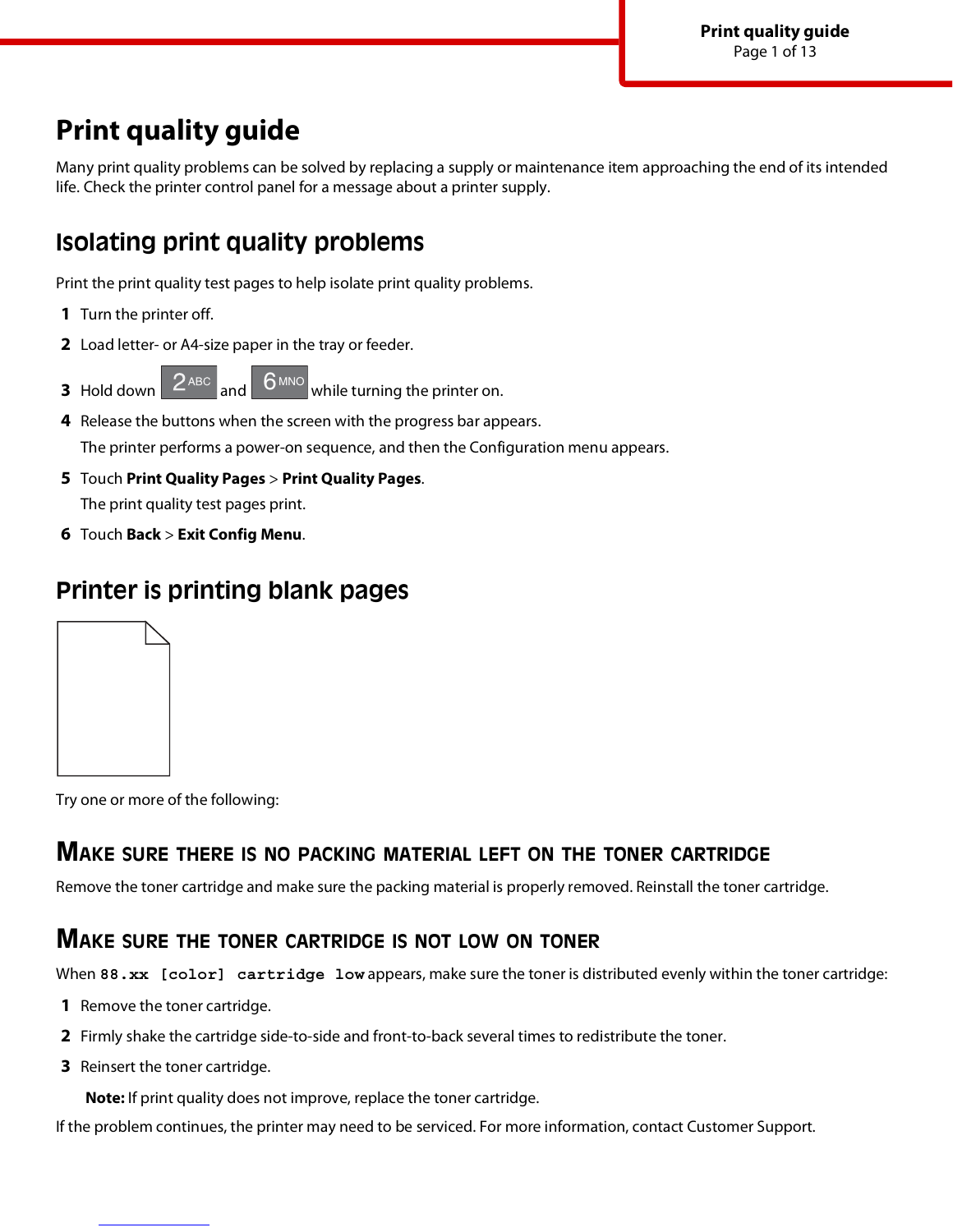# Print quality guide

Many print quality problems can be solved by replacing a supply or maintenance item approaching the end of its intended life. Check the printer control panel for a message about a printer supply.

## Isolating print quality problems

Print the print quality test pages to help isolate print quality problems.

1. Turn the printer off.
2. Load letter- or A4-size paper in the tray or feeder.
3. Hold down 2 ABC and 6 MNO while turning the printer on.
4. Release the buttons when the screen with the progress bar appears.

   The printer performs a power-on sequence, and then the Configuration menu appears.
5. Touch **Print Quality Pages** > **Print Quality Pages**.

   The print quality test pages print.
6. Touch **Back** > **Exit Config Menu**.

## Printer is printing blank pages

Try one or more of the following:

### Make sure there is no packing material left on the toner cartridge

Remove the toner cartridge and make sure the packing material is properly removed. Reinstall the toner cartridge.

### Make sure the toner cartridge is not low on toner

When `88.xx [color] cartridge low` appears, make sure the toner is distributed evenly within the toner cartridge:

1. Remove the toner cartridge.
2. Firmly shake the cartridge side-to-side and front-to-back several times to redistribute the toner.
3. Reinsert the toner cartridge.

   **Note:** If print quality does not improve, replace the toner cartridge.

If the problem continues, the printer may need to be serviced. For more information, contact Customer Support.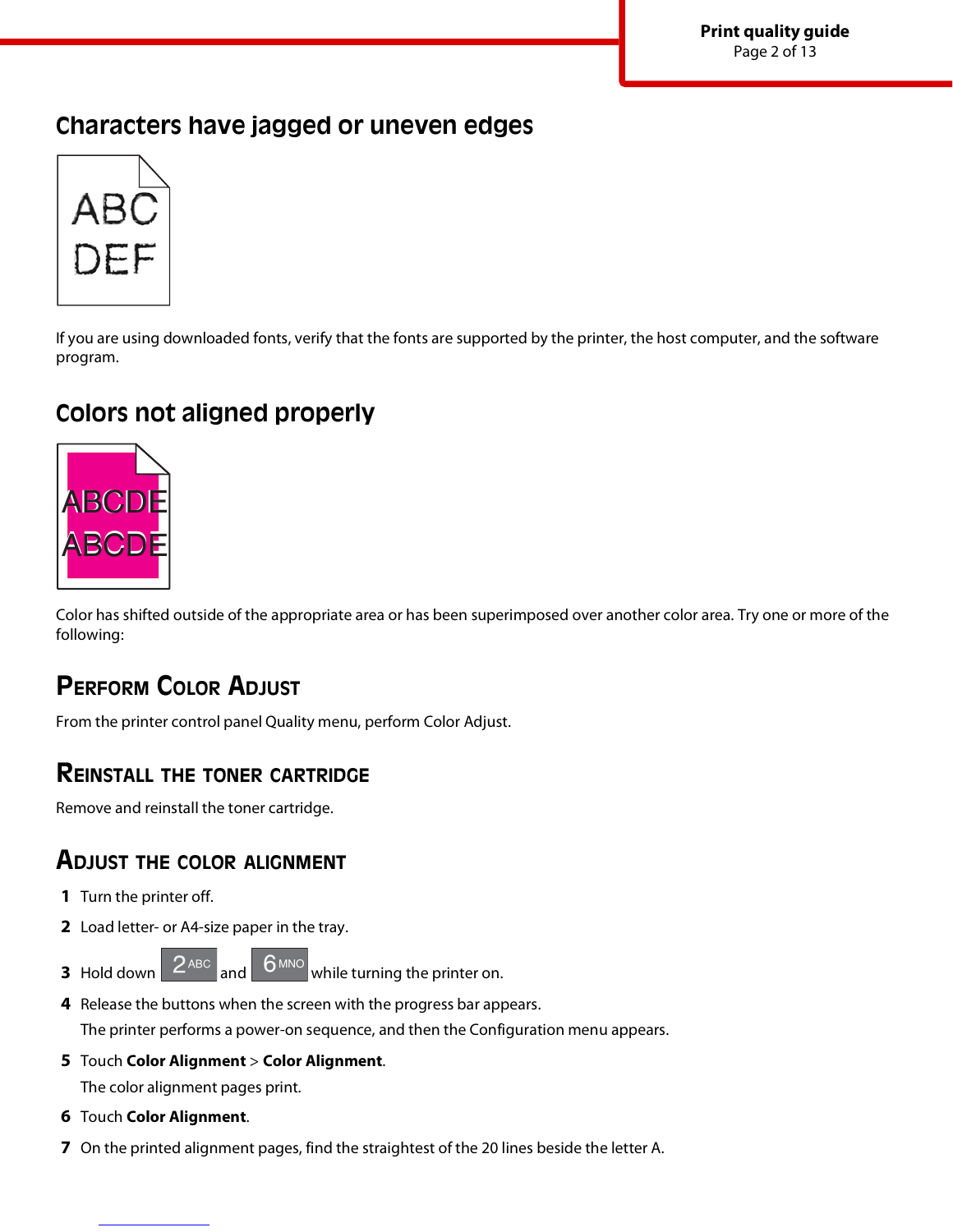## Characters have jagged or uneven edges

If you are using downloaded fonts, verify that the fonts are supported by the printer, the host computer, and the software program.

## Colors not aligned properly

Color has shifted outside of the appropriate area or has been superimposed over another color area. Try one or more of the following:

### Perform Color Adjust

From the printer control panel Quality menu, perform Color Adjust.

### Reinstall the toner cartridge

Remove and reinstall the toner cartridge.

### Adjust the color alignment

1. Turn the printer off.
2. Load letter- or A4-size paper in the tray.
3. Hold down 2 ABC and 6 MNO while turning the printer on.
4. Release the buttons when the screen with the progress bar appears.

   The printer performs a power-on sequence, and then the Configuration menu appears.
5. Touch **Color Alignment** > **Color Alignment**.

   The color alignment pages print.
6. Touch **Color Alignment**.
7. On the printed alignment pages, find the straightest of the 20 lines beside the letter A.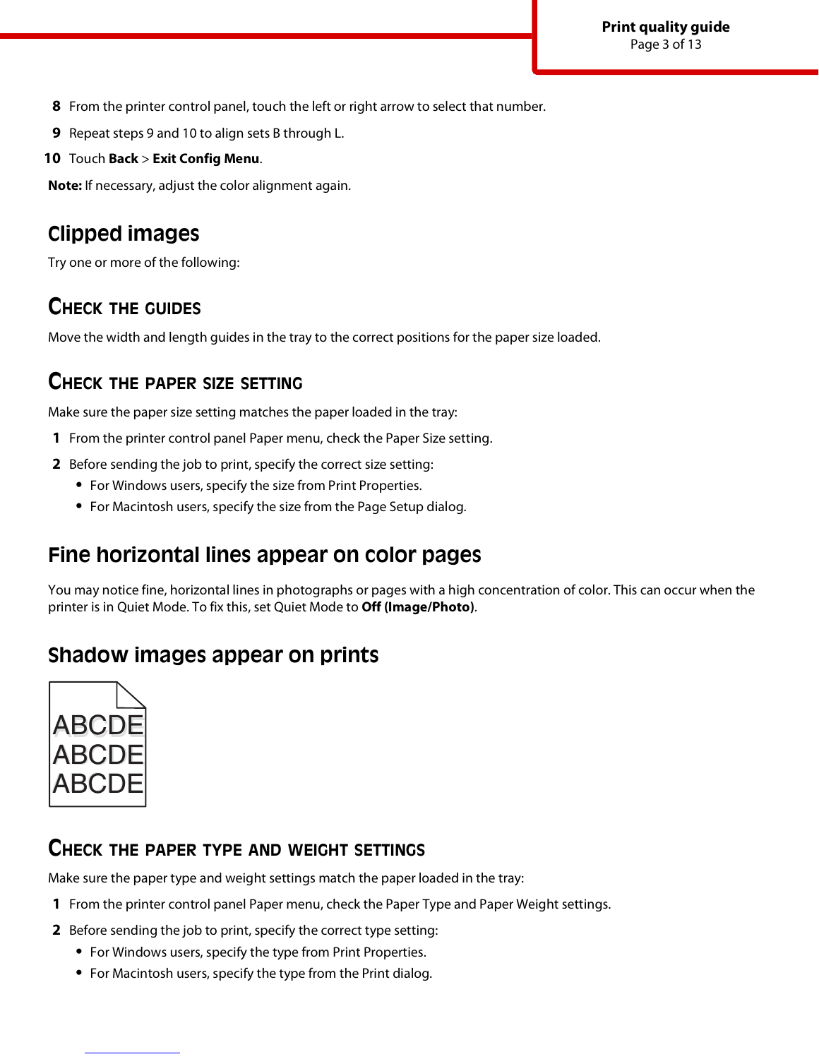8 From the printer control panel, touch the left or right arrow to select that number.

9 Repeat steps 9 and 10 to align sets B through L.

10 Touch **Back** > **Exit Config Menu**.

**Note:** If necessary, adjust the color alignment again.

## Clipped images

Try one or more of the following:

### Check the guides

Move the width and length guides in the tray to the correct positions for the paper size loaded.

### Check the paper size setting

Make sure the paper size setting matches the paper loaded in the tray:

1 From the printer control panel Paper menu, check the Paper Size setting.

2 Before sending the job to print, specify the correct size setting:

- For Windows users, specify the size from Print Properties.
- For Macintosh users, specify the size from the Page Setup dialog.

## Fine horizontal lines appear on color pages

You may notice fine, horizontal lines in photographs or pages with a high concentration of color. This can occur when the printer is in Quiet Mode. To fix this, set Quiet Mode to **Off (Image/Photo)**.

## Shadow images appear on prints

ABCDE
ABCDE
ABCDE

### Check the paper type and weight settings

Make sure the paper type and weight settings match the paper loaded in the tray:

1 From the printer control panel Paper menu, check the Paper Type and Paper Weight settings.

2 Before sending the job to print, specify the correct type setting:

- For Windows users, specify the type from Print Properties.
- For Macintosh users, specify the type from the Print dialog.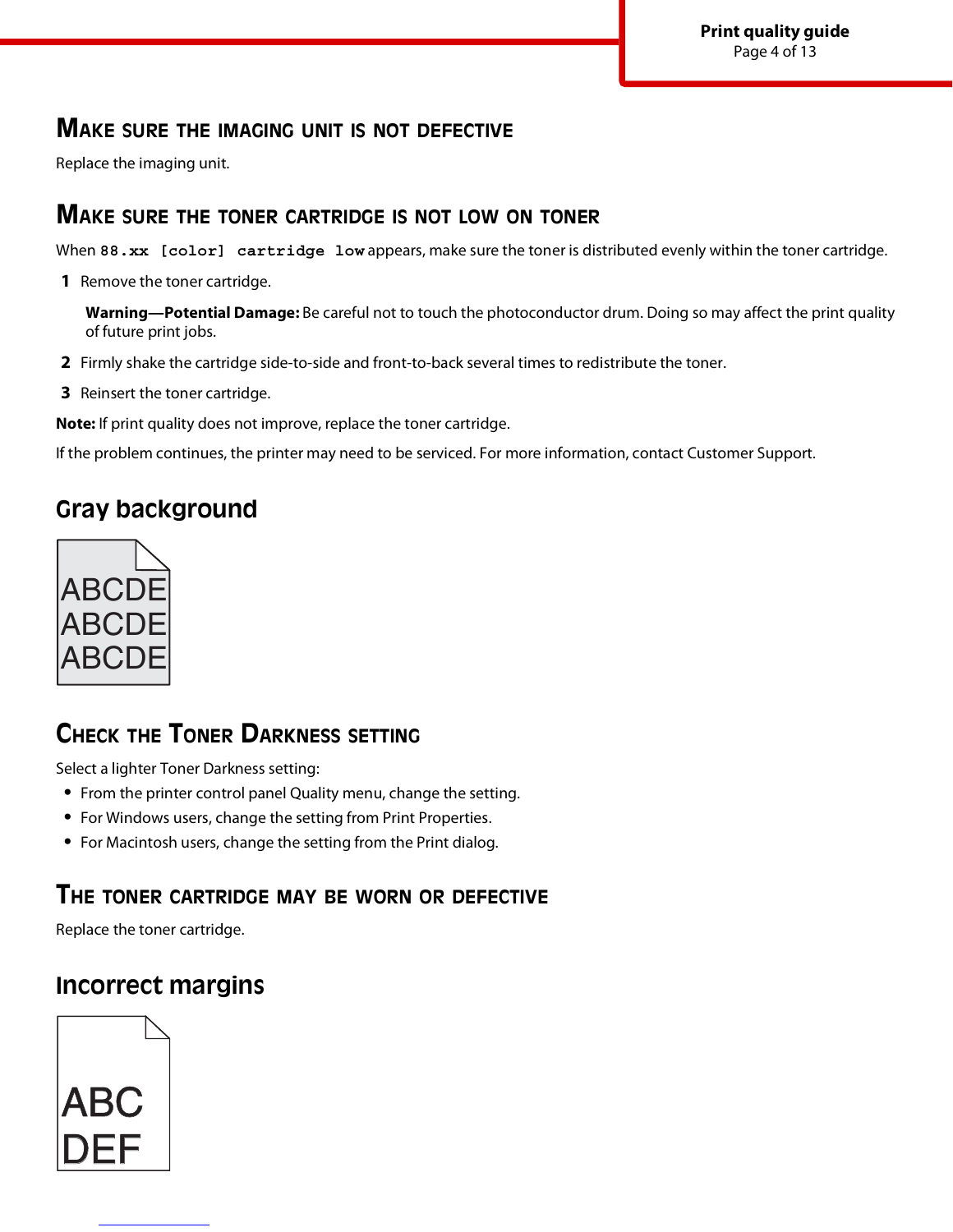### Make sure the imaging unit is not defective

Replace the imaging unit.

### Make sure the toner cartridge is not low on toner

When `88.xx [color] cartridge low` appears, make sure the toner is distributed evenly within the toner cartridge.

1. Remove the toner cartridge.

   **Warning—Potential Damage:** Be careful not to touch the photoconductor drum. Doing so may affect the print quality of future print jobs.

2. Firmly shake the cartridge side-to-side and front-to-back several times to redistribute the toner.
3. Reinsert the toner cartridge.

**Note:** If print quality does not improve, replace the toner cartridge.

If the problem continues, the printer may need to be serviced. For more information, contact Customer Support.

## Gray background

ABCDE
ABCDE
ABCDE

### Check the Toner Darkness setting

Select a lighter Toner Darkness setting:

- From the printer control panel Quality menu, change the setting.
- For Windows users, change the setting from Print Properties.
- For Macintosh users, change the setting from the Print dialog.

### The toner cartridge may be worn or defective

Replace the toner cartridge.

## Incorrect margins

ABC
DEF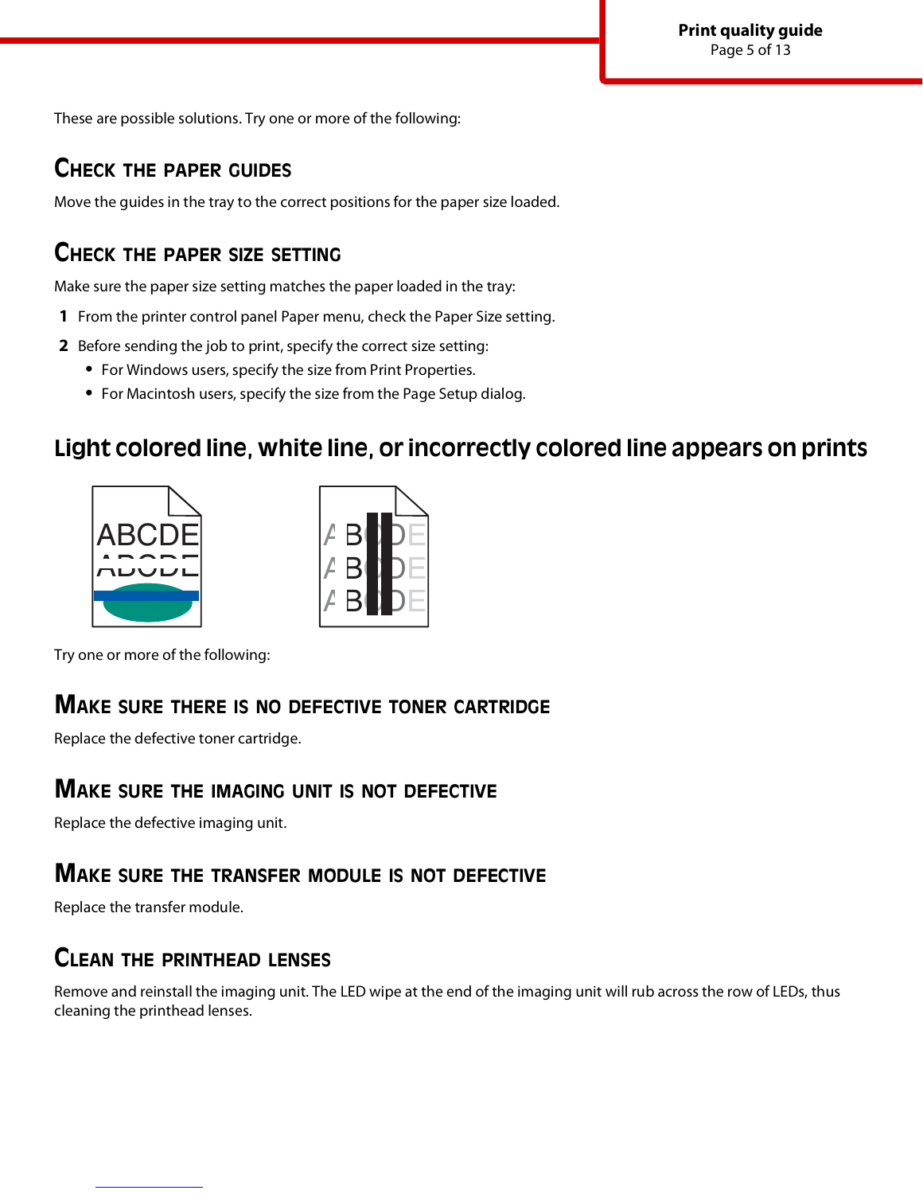These are possible solutions. Try one or more of the following:

### Check the paper guides

Move the guides in the tray to the correct positions for the paper size loaded.

### Check the paper size setting

Make sure the paper size setting matches the paper loaded in the tray:

1. From the printer control panel Paper menu, check the Paper Size setting.
2. Before sending the job to print, specify the correct size setting:
   - For Windows users, specify the size from Print Properties.
   - For Macintosh users, specify the size from the Page Setup dialog.

## Light colored line, white line, or incorrectly colored line appears on prints

Try one or more of the following:

### Make sure there is no defective toner cartridge

Replace the defective toner cartridge.

### Make sure the imaging unit is not defective

Replace the defective imaging unit.

### Make sure the transfer module is not defective

Replace the transfer module.

### Clean the printhead lenses

Remove and reinstall the imaging unit. The LED wipe at the end of the imaging unit will rub across the row of LEDs, thus cleaning the printhead lenses.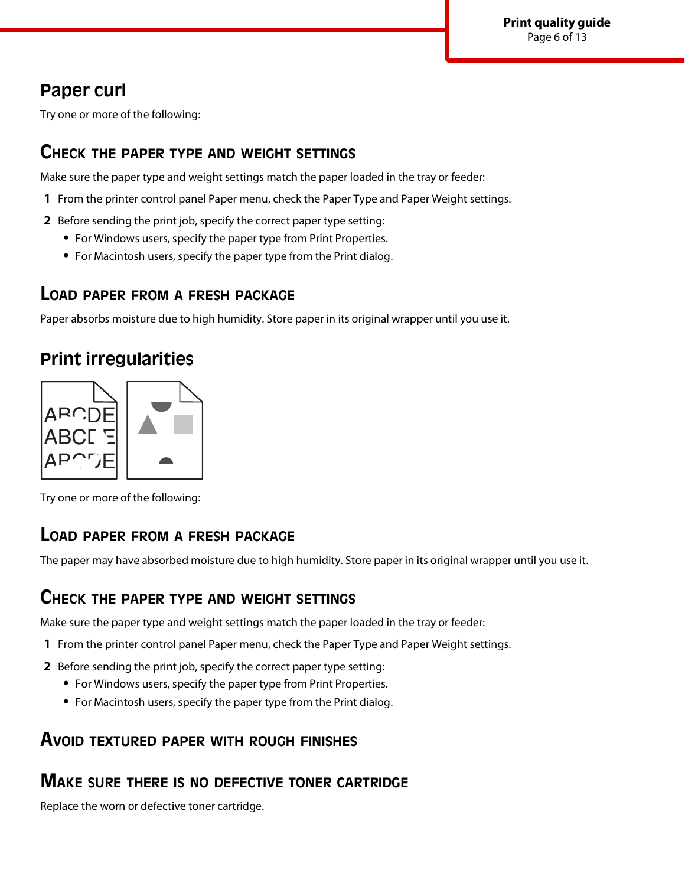## Paper curl

Try one or more of the following:

### Check the paper type and weight settings

Make sure the paper type and weight settings match the paper loaded in the tray or feeder:

1. From the printer control panel Paper menu, check the Paper Type and Paper Weight settings.
2. Before sending the print job, specify the correct paper type setting:
   - For Windows users, specify the paper type from Print Properties.
   - For Macintosh users, specify the paper type from the Print dialog.

### Load paper from a fresh package

Paper absorbs moisture due to high humidity. Store paper in its original wrapper until you use it.

## Print irregularities

Try one or more of the following:

### Load paper from a fresh package

The paper may have absorbed moisture due to high humidity. Store paper in its original wrapper until you use it.

### Check the paper type and weight settings

Make sure the paper type and weight settings match the paper loaded in the tray or feeder:

1. From the printer control panel Paper menu, check the Paper Type and Paper Weight settings.
2. Before sending the print job, specify the correct paper type setting:
   - For Windows users, specify the paper type from Print Properties.
   - For Macintosh users, specify the paper type from the Print dialog.

### Avoid textured paper with rough finishes

### Make sure there is no defective toner cartridge

Replace the worn or defective toner cartridge.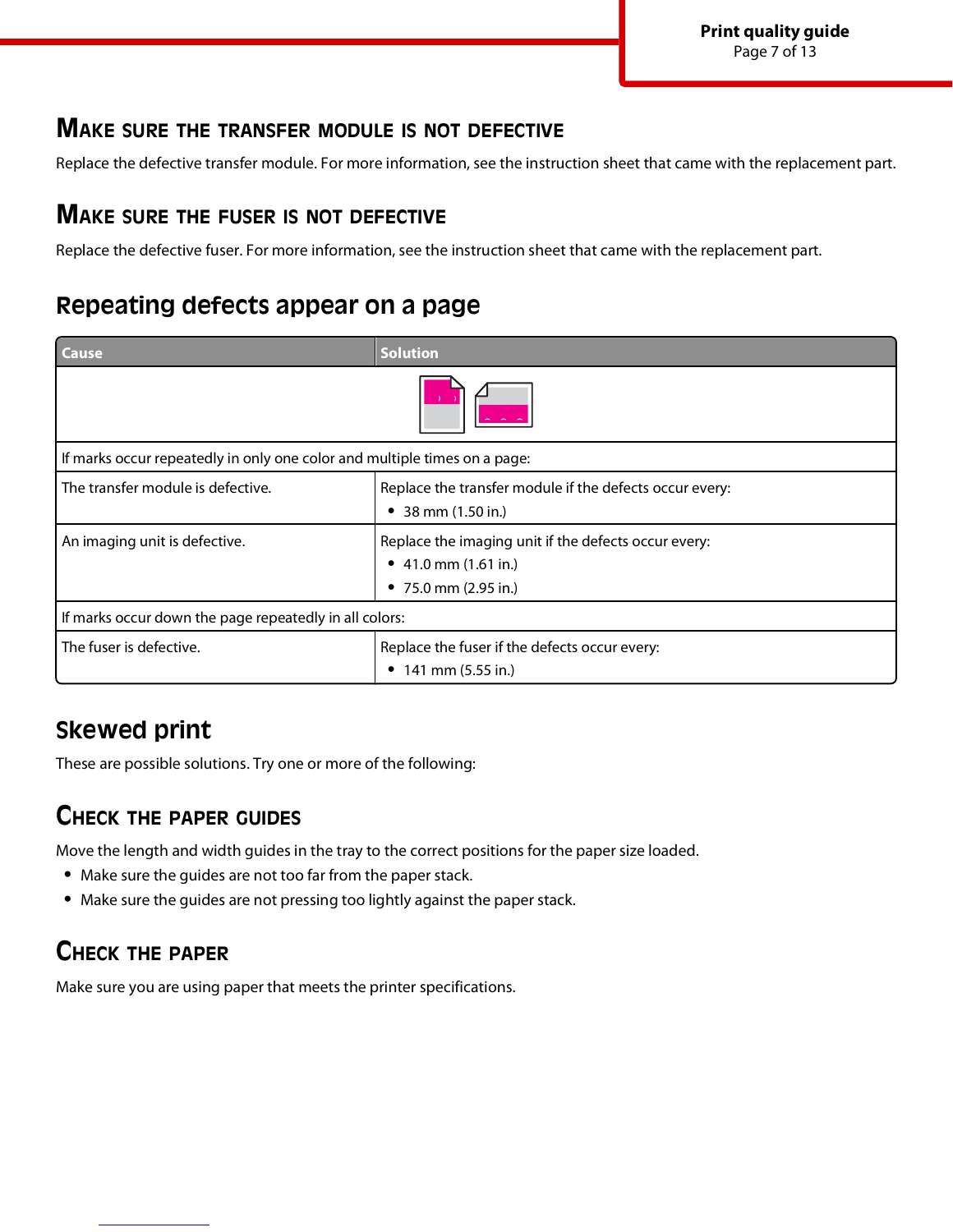### Make sure the transfer module is not defective

Replace the defective transfer module. For more information, see the instruction sheet that came with the replacement part.

### Make sure the fuser is not defective

Replace the defective fuser. For more information, see the instruction sheet that came with the replacement part.

## Repeating defects appear on a page

| Cause | Solution |
| --- | --- |
| If marks occur repeatedly in only one color and multiple times on a page: | |
| The transfer module is defective. | Replace the transfer module if the defects occur every:<br>• 38 mm (1.50 in.) |
| An imaging unit is defective. | Replace the imaging unit if the defects occur every:<br>• 41.0 mm (1.61 in.)<br>• 75.0 mm (2.95 in.) |
| If marks occur down the page repeatedly in all colors: | |
| The fuser is defective. | Replace the fuser if the defects occur every:<br>• 141 mm (5.55 in.) |

## Skewed print

These are possible solutions. Try one or more of the following:

### Check the paper guides

Move the length and width guides in the tray to the correct positions for the paper size loaded.

- Make sure the guides are not too far from the paper stack.
- Make sure the guides are not pressing too lightly against the paper stack.

### Check the paper

Make sure you are using paper that meets the printer specifications.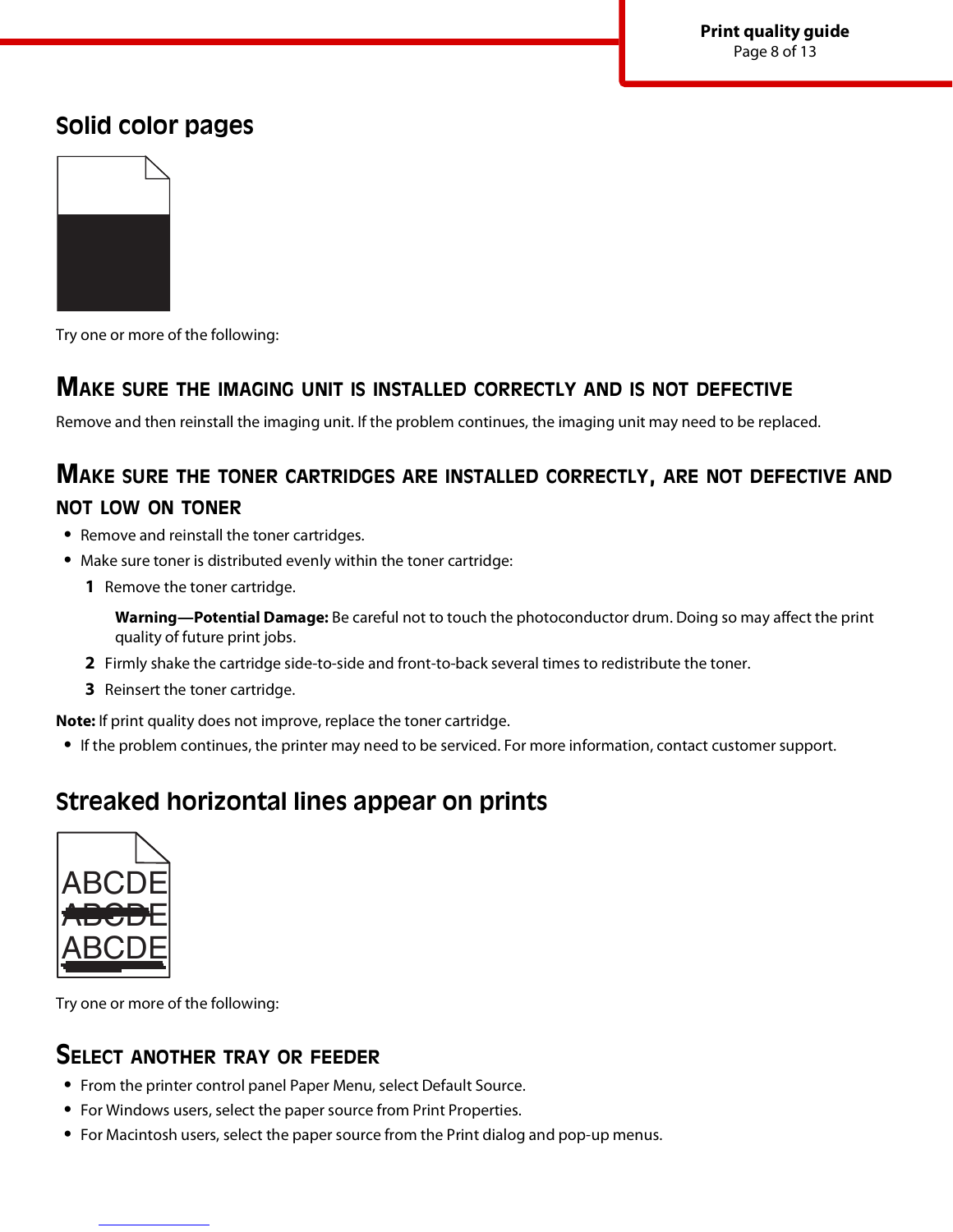## Solid color pages

Try one or more of the following:

### Make sure the imaging unit is installed correctly and is not defective

Remove and then reinstall the imaging unit. If the problem continues, the imaging unit may need to be replaced.

### Make sure the toner cartridges are installed correctly, are not defective and not low on toner

- Remove and reinstall the toner cartridges.
- Make sure toner is distributed evenly within the toner cartridge:
  1. Remove the toner cartridge.

     **Warning—Potential Damage:** Be careful not to touch the photoconductor drum. Doing so may affect the print quality of future print jobs.
  2. Firmly shake the cartridge side-to-side and front-to-back several times to redistribute the toner.
  3. Reinsert the toner cartridge.

**Note:** If print quality does not improve, replace the toner cartridge.

- If the problem continues, the printer may need to be serviced. For more information, contact customer support.

## Streaked horizontal lines appear on prints

Try one or more of the following:

### Select another tray or feeder

- From the printer control panel Paper Menu, select Default Source.
- For Windows users, select the paper source from Print Properties.
- For Macintosh users, select the paper source from the Print dialog and pop-up menus.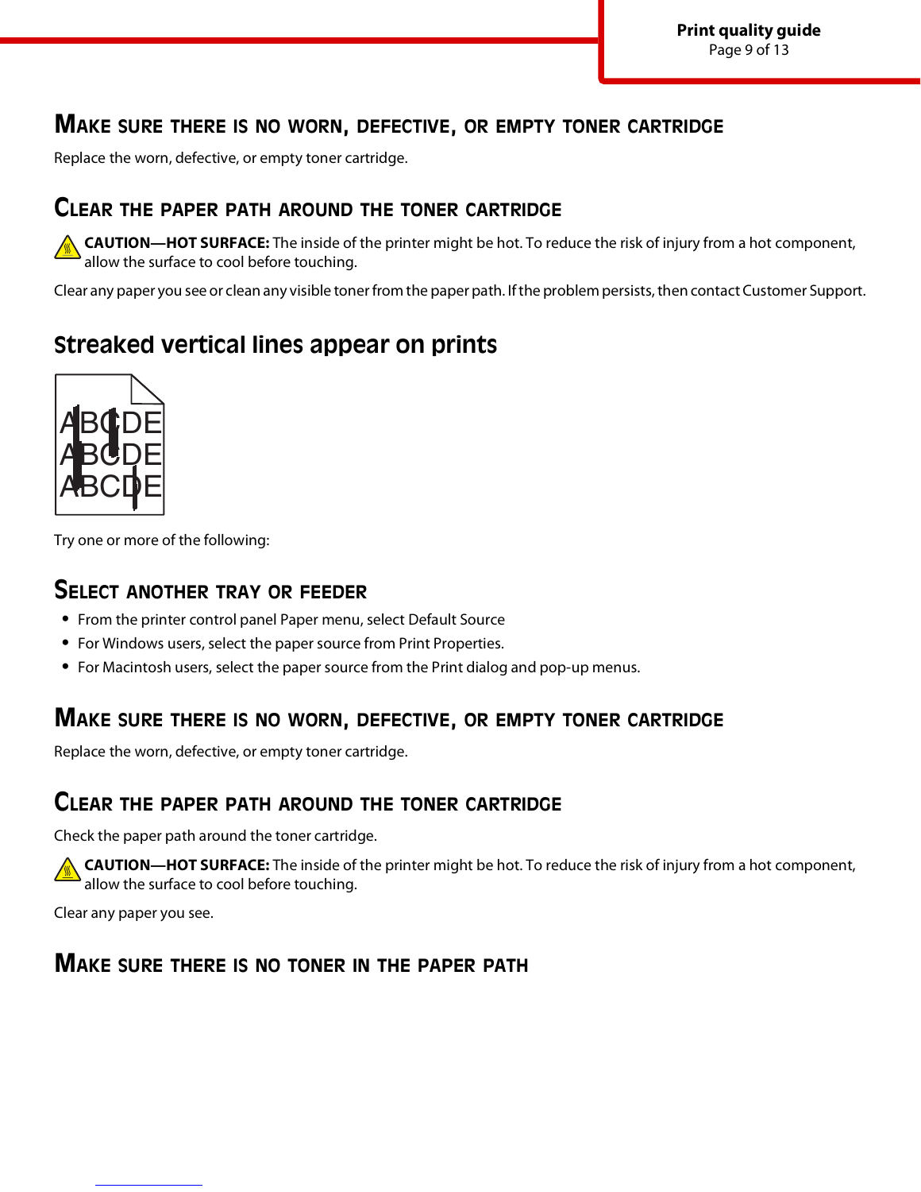### Make sure there is no worn, defective, or empty toner cartridge

Replace the worn, defective, or empty toner cartridge.

### Clear the paper path around the toner cartridge

**CAUTION—HOT SURFACE:** The inside of the printer might be hot. To reduce the risk of injury from a hot component, allow the surface to cool before touching.

Clear any paper you see or clean any visible toner from the paper path. If the problem persists, then contact Customer Support.

## Streaked vertical lines appear on prints

Try one or more of the following:

### Select another tray or feeder

- From the printer control panel Paper menu, select Default Source
- For Windows users, select the paper source from Print Properties.
- For Macintosh users, select the paper source from the Print dialog and pop-up menus.

### Make sure there is no worn, defective, or empty toner cartridge

Replace the worn, defective, or empty toner cartridge.

### Clear the paper path around the toner cartridge

Check the paper path around the toner cartridge.

**CAUTION—HOT SURFACE:** The inside of the printer might be hot. To reduce the risk of injury from a hot component, allow the surface to cool before touching.

Clear any paper you see.

### Make sure there is no toner in the paper path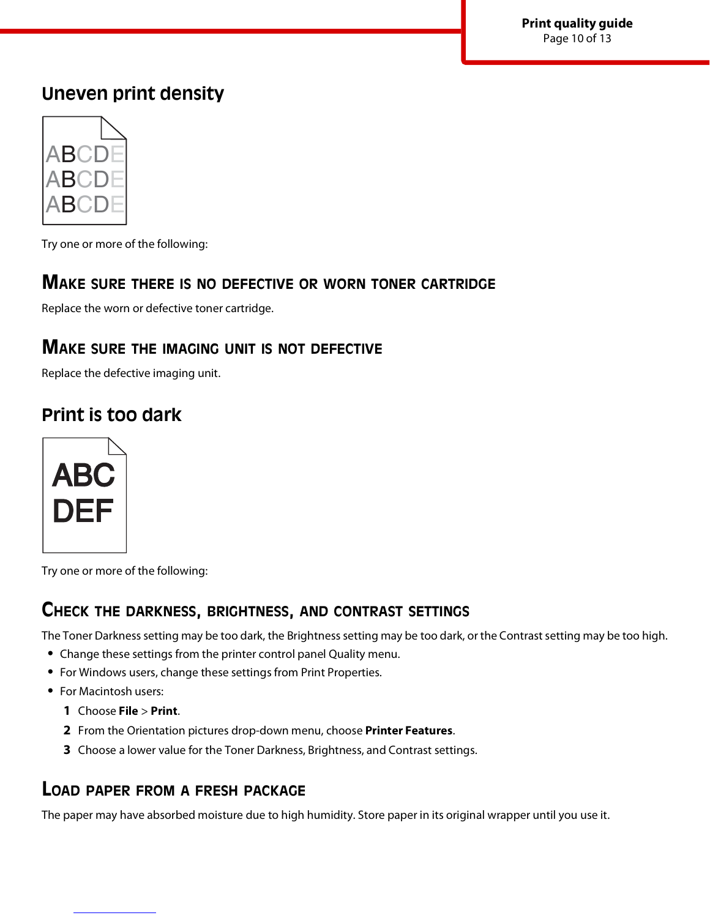## Uneven print density

Try one or more of the following:

### MAKE SURE THERE IS NO DEFECTIVE OR WORN TONER CARTRIDGE

Replace the worn or defective toner cartridge.

### MAKE SURE THE IMAGING UNIT IS NOT DEFECTIVE

Replace the defective imaging unit.

## Print is too dark

Try one or more of the following:

### CHECK THE DARKNESS, BRIGHTNESS, AND CONTRAST SETTINGS

The Toner Darkness setting may be too dark, the Brightness setting may be too dark, or the Contrast setting may be too high.

- Change these settings from the printer control panel Quality menu.
- For Windows users, change these settings from Print Properties.
- For Macintosh users:
  1. Choose **File** > **Print**.
  2. From the Orientation pictures drop-down menu, choose **Printer Features**.
  3. Choose a lower value for the Toner Darkness, Brightness, and Contrast settings.

### LOAD PAPER FROM A FRESH PACKAGE

The paper may have absorbed moisture due to high humidity. Store paper in its original wrapper until you use it.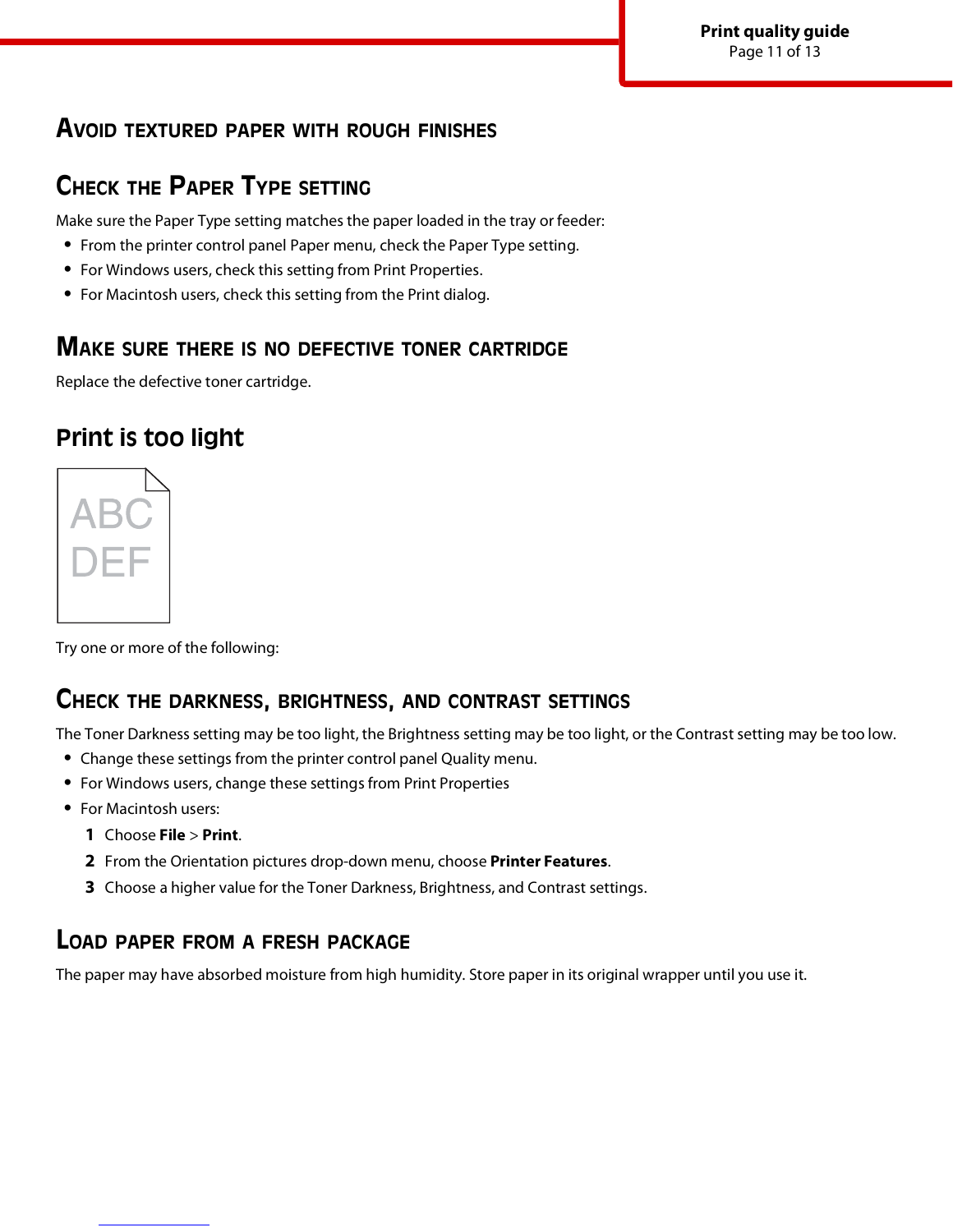### Avoid textured paper with rough finishes

### Check the Paper Type setting

Make sure the Paper Type setting matches the paper loaded in the tray or feeder:

- From the printer control panel Paper menu, check the Paper Type setting.
- For Windows users, check this setting from Print Properties.
- For Macintosh users, check this setting from the Print dialog.

### Make sure there is no defective toner cartridge

Replace the defective toner cartridge.

## Print is too light

ABC
DEF

Try one or more of the following:

### Check the darkness, brightness, and contrast settings

The Toner Darkness setting may be too light, the Brightness setting may be too light, or the Contrast setting may be too low.

- Change these settings from the printer control panel Quality menu.
- For Windows users, change these settings from Print Properties
- For Macintosh users:
  1. Choose **File** > **Print**.
  2. From the Orientation pictures drop-down menu, choose **Printer Features**.
  3. Choose a higher value for the Toner Darkness, Brightness, and Contrast settings.

### Load paper from a fresh package

The paper may have absorbed moisture from high humidity. Store paper in its original wrapper until you use it.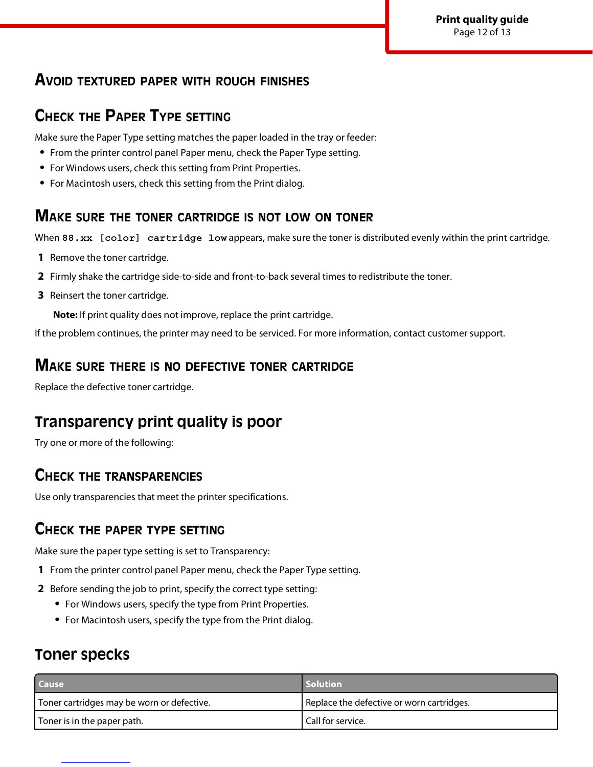### Avoid textured paper with rough finishes

### Check the Paper Type setting

Make sure the Paper Type setting matches the paper loaded in the tray or feeder:

- From the printer control panel Paper menu, check the Paper Type setting.
- For Windows users, check this setting from Print Properties.
- For Macintosh users, check this setting from the Print dialog.

### Make sure the toner cartridge is not low on toner

When `88.xx [color] cartridge low` appears, make sure the toner is distributed evenly within the print cartridge.

1. Remove the toner cartridge.
2. Firmly shake the cartridge side-to-side and front-to-back several times to redistribute the toner.
3. Reinsert the toner cartridge.

   **Note:** If print quality does not improve, replace the print cartridge.

If the problem continues, the printer may need to be serviced. For more information, contact customer support.

### Make sure there is no defective toner cartridge

Replace the defective toner cartridge.

## Transparency print quality is poor

Try one or more of the following:

### Check the transparencies

Use only transparencies that meet the printer specifications.

### Check the paper type setting

Make sure the paper type setting is set to Transparency:

1. From the printer control panel Paper menu, check the Paper Type setting.
2. Before sending the job to print, specify the correct type setting:
   - For Windows users, specify the type from Print Properties.
   - For Macintosh users, specify the type from the Print dialog.

## Toner specks

| Cause | Solution |
| --- | --- |
| Toner cartridges may be worn or defective. | Replace the defective or worn cartridges. |
| Toner is in the paper path. | Call for service. |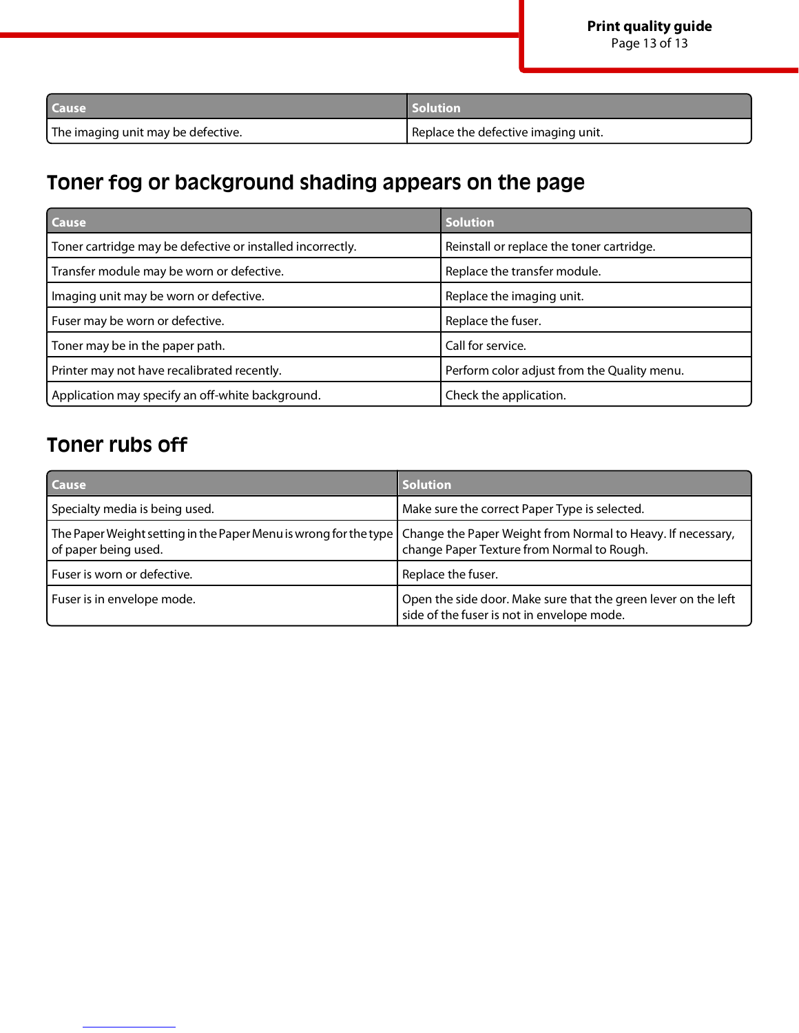| Cause | Solution |
| --- | --- |
| The imaging unit may be defective. | Replace the defective imaging unit. |

## Toner fog or background shading appears on the page

| Cause | Solution |
| --- | --- |
| Toner cartridge may be defective or installed incorrectly. | Reinstall or replace the toner cartridge. |
| Transfer module may be worn or defective. | Replace the transfer module. |
| Imaging unit may be worn or defective. | Replace the imaging unit. |
| Fuser may be worn or defective. | Replace the fuser. |
| Toner may be in the paper path. | Call for service. |
| Printer may not have recalibrated recently. | Perform color adjust from the Quality menu. |
| Application may specify an off-white background. | Check the application. |

## Toner rubs off

| Cause | Solution |
| --- | --- |
| Specialty media is being used. | Make sure the correct Paper Type is selected. |
| The Paper Weight setting in the Paper Menu is wrong for the type of paper being used. | Change the Paper Weight from Normal to Heavy. If necessary, change Paper Texture from Normal to Rough. |
| Fuser is worn or defective. | Replace the fuser. |
| Fuser is in envelope mode. | Open the side door. Make sure that the green lever on the left side of the fuser is not in envelope mode. |